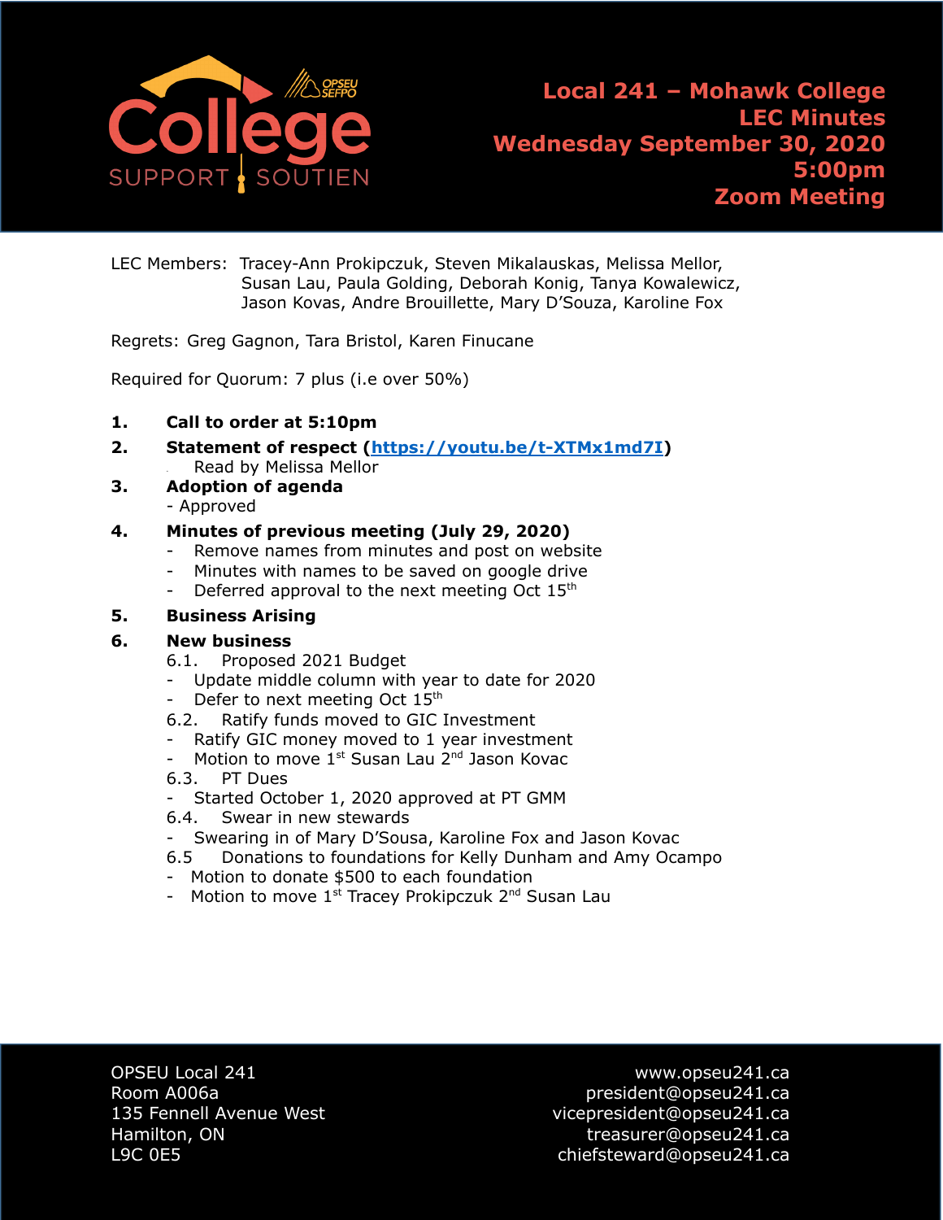# Local 241 – Mohawk College
## LEC Minutes
## Wednesday September 30, 2020
## 5:00pm
## Zoom Meeting

LEC Members: Tracey-Ann Prokipczuk, Steven Mikalauskas, Melissa Mellor, Susan Lau, Paula Golding, Deborah Konig, Tanya Kowalewicz, Jason Kovas, Andre Brouillette, Mary D'Souza, Karoline Fox

Regrets: Greg Gagnon, Tara Bristol, Karen Finucane

Required for Quorum: 7 plus (i.e over 50%)

1. **Call to order at 5:10pm**
2. **Statement of respect ([https://youtu.be/t-XTMx1md7I](https://youtu.be/t-XTMx1md7I))**
   Read by Melissa Mellor
3. **Adoption of agenda**
   - Approved
4. **Minutes of previous meeting (July 29, 2020)**
   - Remove names from minutes and post on website
   - Minutes with names to be saved on google drive
   - Deferred approval to the next meeting Oct 15th
5. **Business Arising**
6. **New business**
   6.1. Proposed 2021 Budget
   - Update middle column with year to date for 2020
   - Defer to next meeting Oct 15th

   6.2. Ratify funds moved to GIC Investment
   - Ratify GIC money moved to 1 year investment
   - Motion to move 1st Susan Lau 2nd Jason Kovac

   6.3. PT Dues
   - Started October 1, 2020 approved at PT GMM

   6.4. Swear in new stewards
   - Swearing in of Mary D'Sousa, Karoline Fox and Jason Kovac

   6.5 Donations to foundations for Kelly Dunham and Amy Ocampo
   - Motion to donate $500 to each foundation
   - Motion to move 1st Tracey Prokipczuk 2nd Susan Lau

OPSEU Local 241
Room A006a
135 Fennell Avenue West
Hamilton, ON
L9C 0E5

www.opseu241.ca
president@opseu241.ca
vicepresident@opseu241.ca
treasurer@opseu241.ca
chiefsteward@opseu241.ca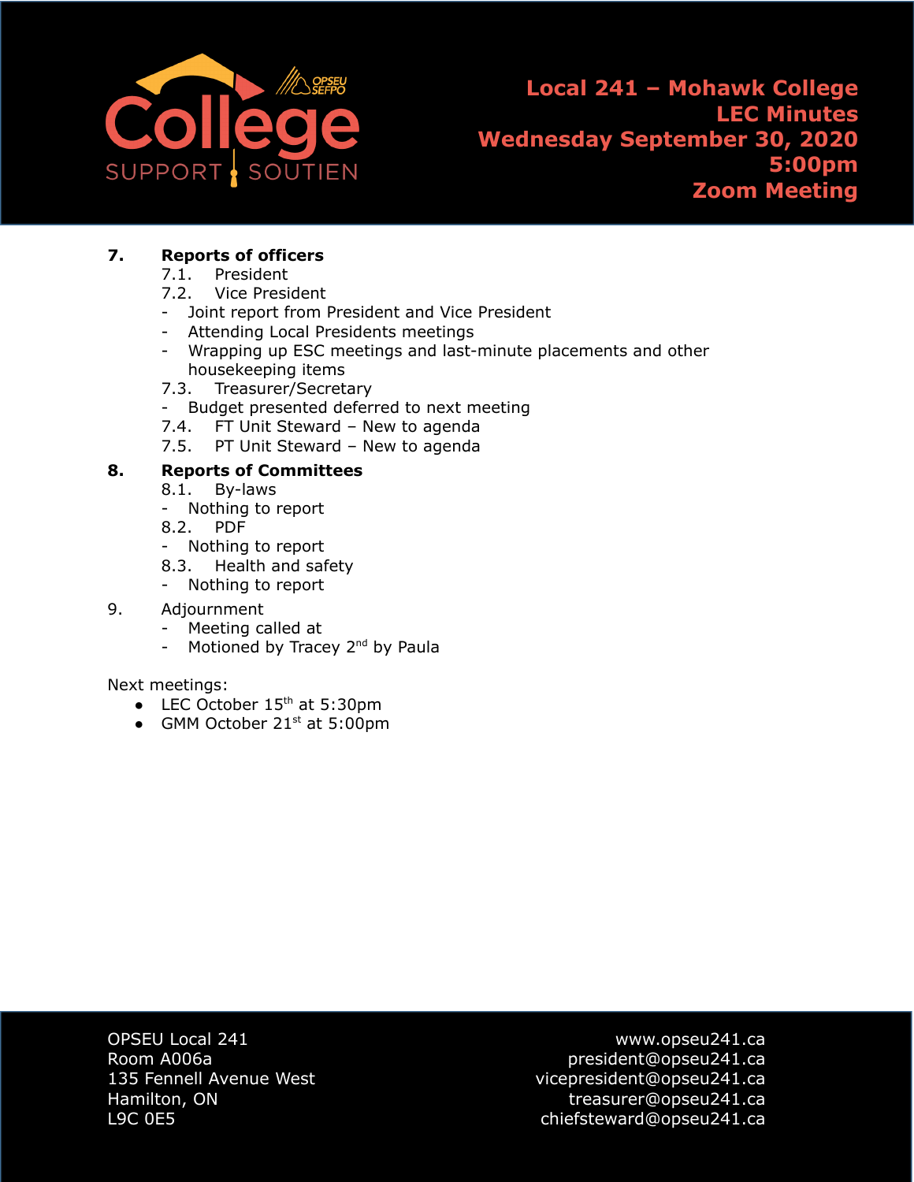# Local 241 – Mohawk College
## LEC Minutes
## Wednesday September 30, 2020
## 5:00pm
## Zoom Meeting

**7. Reports of officers**

7.1. President

7.2. Vice President

- Joint report from President and Vice President
- Attending Local Presidents meetings
- Wrapping up ESC meetings and last-minute placements and other housekeeping items

7.3. Treasurer/Secretary

- Budget presented deferred to next meeting

7.4. FT Unit Steward – New to agenda

7.5. PT Unit Steward – New to agenda

**8. Reports of Committees**

8.1. By-laws

- Nothing to report

8.2. PDF

- Nothing to report

8.3. Health and safety

- Nothing to report

9. Adjournment

- Meeting called at
- Motioned by Tracey 2nd by Paula

Next meetings:

- LEC October 15th at 5:30pm
- GMM October 21st at 5:00pm

OPSEU Local 241
Room A006a
135 Fennell Avenue West
Hamilton, ON
L9C 0E5

www.opseu241.ca
president@opseu241.ca
vicepresident@opseu241.ca
treasurer@opseu241.ca
chiefsteward@opseu241.ca